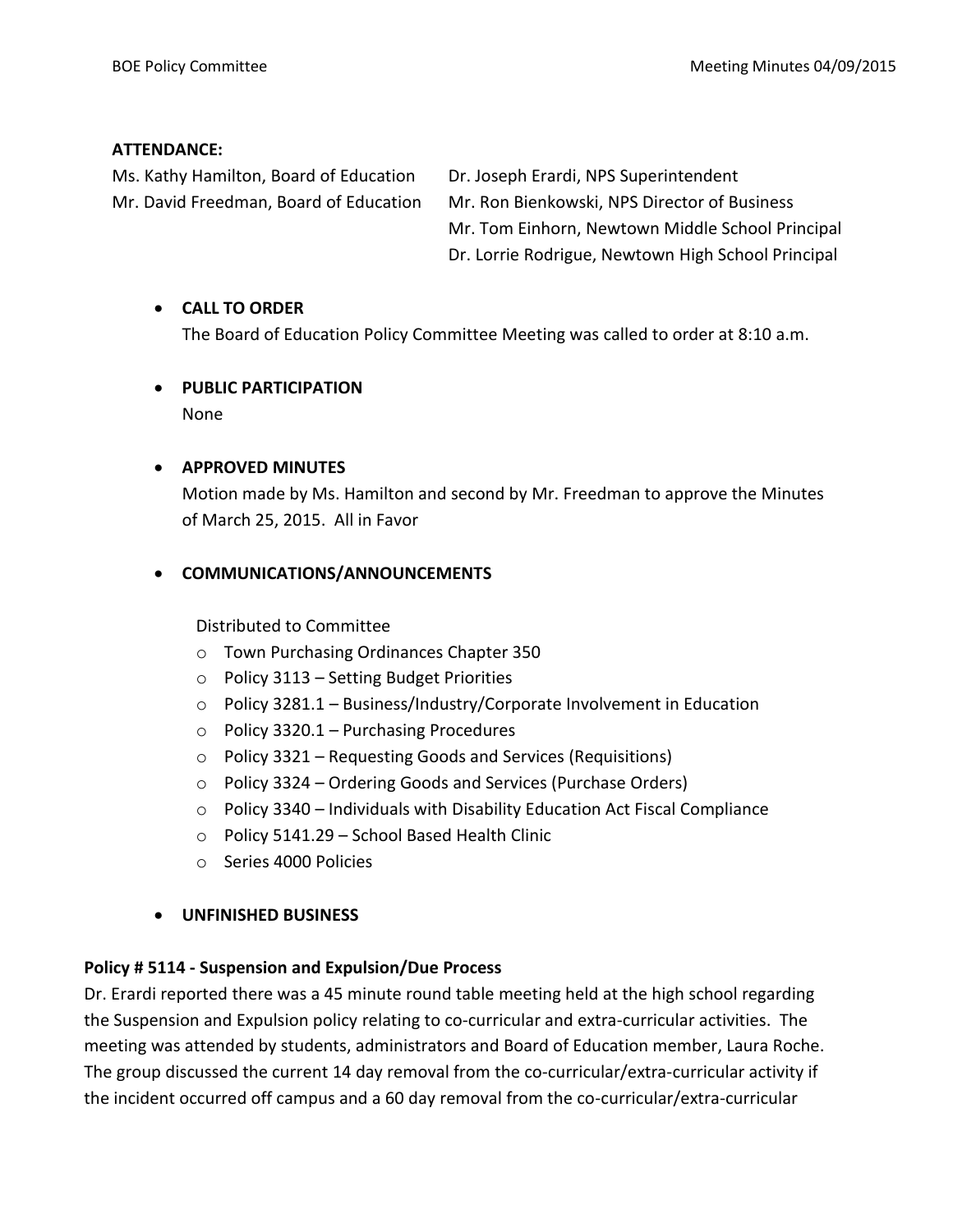**ATTENDANCE:**

Ms. Kathy Hamilton, Board of Education
Mr. David Freedman, Board of Education

Dr. Joseph Erardi, NPS Superintendent
Mr. Ron Bienkowski, NPS Director of Business
Mr. Tom Einhorn, Newtown Middle School Principal
Dr. Lorrie Rodrigue, Newtown High School Principal

- **CALL TO ORDER**
  The Board of Education Policy Committee Meeting was called to order at 8:10 a.m.

- **PUBLIC PARTICIPATION**
  None

- **APPROVED MINUTES**
  Motion made by Ms. Hamilton and second by Mr. Freedman to approve the Minutes of March 25, 2015. All in Favor

- **COMMUNICATIONS/ANNOUNCEMENTS**

  Distributed to Committee
  - Town Purchasing Ordinances Chapter 350
  - Policy 3113 – Setting Budget Priorities
  - Policy 3281.1 – Business/Industry/Corporate Involvement in Education
  - Policy 3320.1 – Purchasing Procedures
  - Policy 3321 – Requesting Goods and Services (Requisitions)
  - Policy 3324 – Ordering Goods and Services (Purchase Orders)
  - Policy 3340 – Individuals with Disability Education Act Fiscal Compliance
  - Policy 5141.29 – School Based Health Clinic
  - Series 4000 Policies

- **UNFINISHED BUSINESS**

**Policy # 5114 - Suspension and Expulsion/Due Process**

Dr. Erardi reported there was a 45 minute round table meeting held at the high school regarding the Suspension and Expulsion policy relating to co-curricular and extra-curricular activities. The meeting was attended by students, administrators and Board of Education member, Laura Roche. The group discussed the current 14 day removal from the co-curricular/extra-curricular activity if the incident occurred off campus and a 60 day removal from the co-curricular/extra-curricular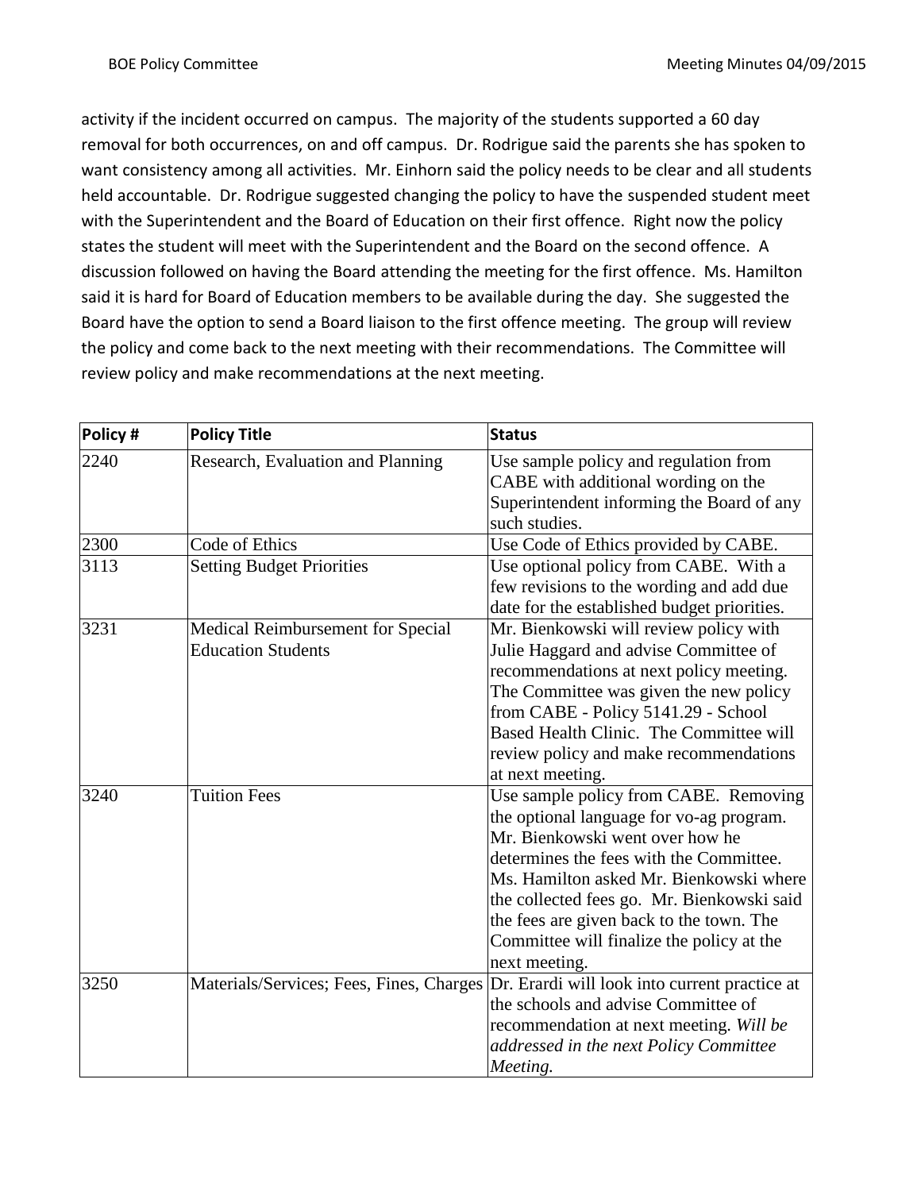activity if the incident occurred on campus. The majority of the students supported a 60 day removal for both occurrences, on and off campus. Dr. Rodrigue said the parents she has spoken to want consistency among all activities. Mr. Einhorn said the policy needs to be clear and all students held accountable. Dr. Rodrigue suggested changing the policy to have the suspended student meet with the Superintendent and the Board of Education on their first offence. Right now the policy states the student will meet with the Superintendent and the Board on the second offence. A discussion followed on having the Board attending the meeting for the first offence. Ms. Hamilton said it is hard for Board of Education members to be available during the day. She suggested the Board have the option to send a Board liaison to the first offence meeting. The group will review the policy and come back to the next meeting with their recommendations. The Committee will review policy and make recommendations at the next meeting.

| Policy # | Policy Title | Status |
|---|---|---|
| 2240 | Research, Evaluation and Planning | Use sample policy and regulation from CABE with additional wording on the Superintendent informing the Board of any such studies. |
| 2300 | Code of Ethics | Use Code of Ethics provided by CABE. |
| 3113 | Setting Budget Priorities | Use optional policy from CABE. With a few revisions to the wording and add due date for the established budget priorities. |
| 3231 | Medical Reimbursement for Special Education Students | Mr. Bienkowski will review policy with Julie Haggard and advise Committee of recommendations at next policy meeting. The Committee was given the new policy from CABE - Policy 5141.29 - School Based Health Clinic. The Committee will review policy and make recommendations at next meeting. |
| 3240 | Tuition Fees | Use sample policy from CABE. Removing the optional language for vo-ag program. Mr. Bienkowski went over how he determines the fees with the Committee. Ms. Hamilton asked Mr. Bienkowski where the collected fees go. Mr. Bienkowski said the fees are given back to the town. The Committee will finalize the policy at the next meeting. |
| 3250 | Materials/Services; Fees, Fines, Charges | Dr. Erardi will look into current practice at the schools and advise Committee of recommendation at next meeting. *Will be addressed in the next Policy Committee Meeting.* |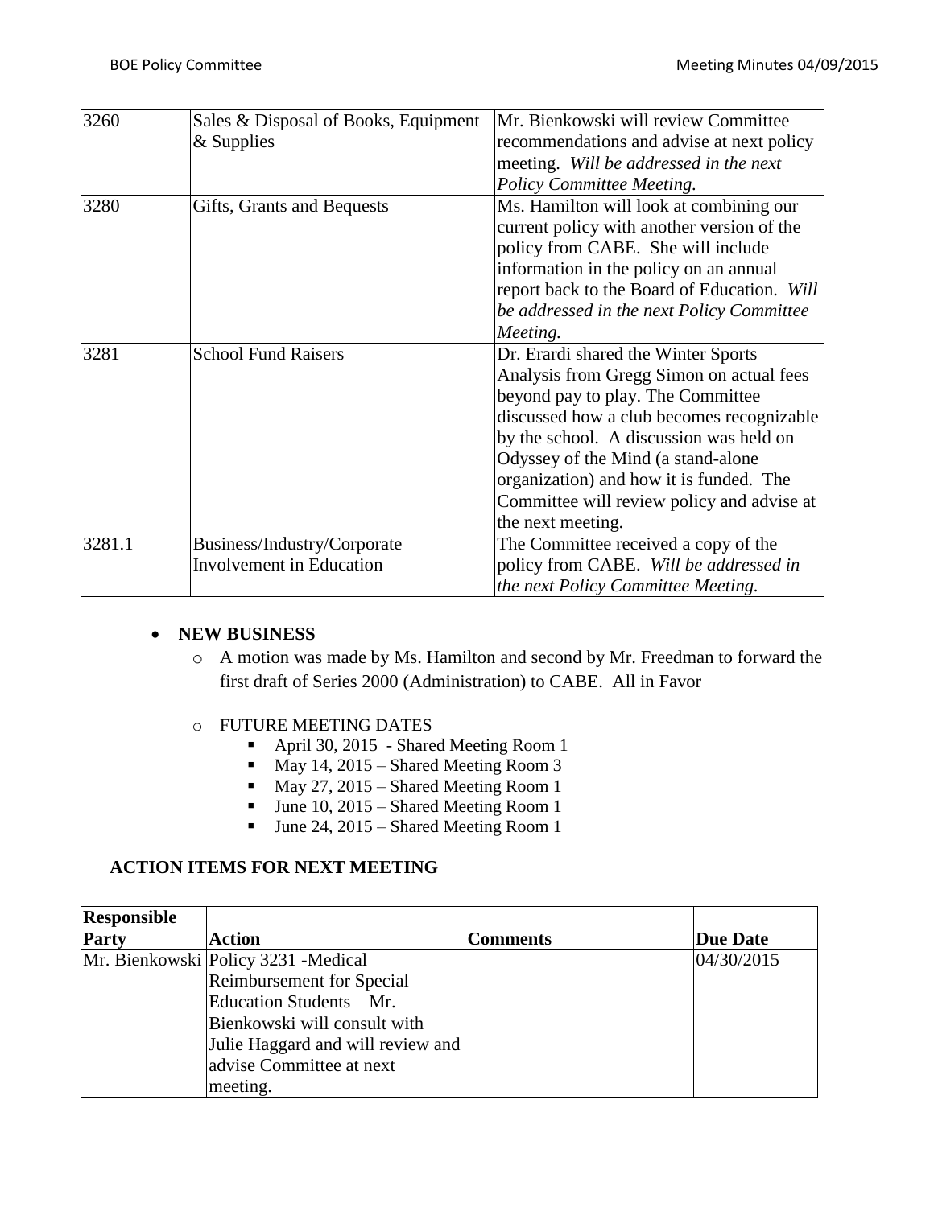| | | |
|---|---|---|
| 3260 | Sales & Disposal of Books, Equipment & Supplies | Mr. Bienkowski will review Committee recommendations and advise at next policy meeting. *Will be addressed in the next Policy Committee Meeting.* |
| 3280 | Gifts, Grants and Bequests | Ms. Hamilton will look at combining our current policy with another version of the policy from CABE. She will include information in the policy on an annual report back to the Board of Education. *Will be addressed in the next Policy Committee Meeting.* |
| 3281 | School Fund Raisers | Dr. Erardi shared the Winter Sports Analysis from Gregg Simon on actual fees beyond pay to play. The Committee discussed how a club becomes recognizable by the school. A discussion was held on Odyssey of the Mind (a stand-alone organization) and how it is funded. The Committee will review policy and advise at the next meeting. |
| 3281.1 | Business/Industry/Corporate Involvement in Education | The Committee received a copy of the policy from CABE. *Will be addressed in the next Policy Committee Meeting.* |

- **NEW BUSINESS**
  - A motion was made by Ms. Hamilton and second by Mr. Freedman to forward the first draft of Series 2000 (Administration) to CABE. All in Favor
  - FUTURE MEETING DATES
    - April 30, 2015 - Shared Meeting Room 1
    - May 14, 2015 – Shared Meeting Room 3
    - May 27, 2015 – Shared Meeting Room 1
    - June 10, 2015 – Shared Meeting Room 1
    - June 24, 2015 – Shared Meeting Room 1

## ACTION ITEMS FOR NEXT MEETING

| Responsible Party | Action | Comments | Due Date |
|---|---|---|---|
| Mr. Bienkowski | Policy 3231 -Medical Reimbursement for Special Education Students – Mr. Bienkowski will consult with Julie Haggard and will review and advise Committee at next meeting. | | 04/30/2015 |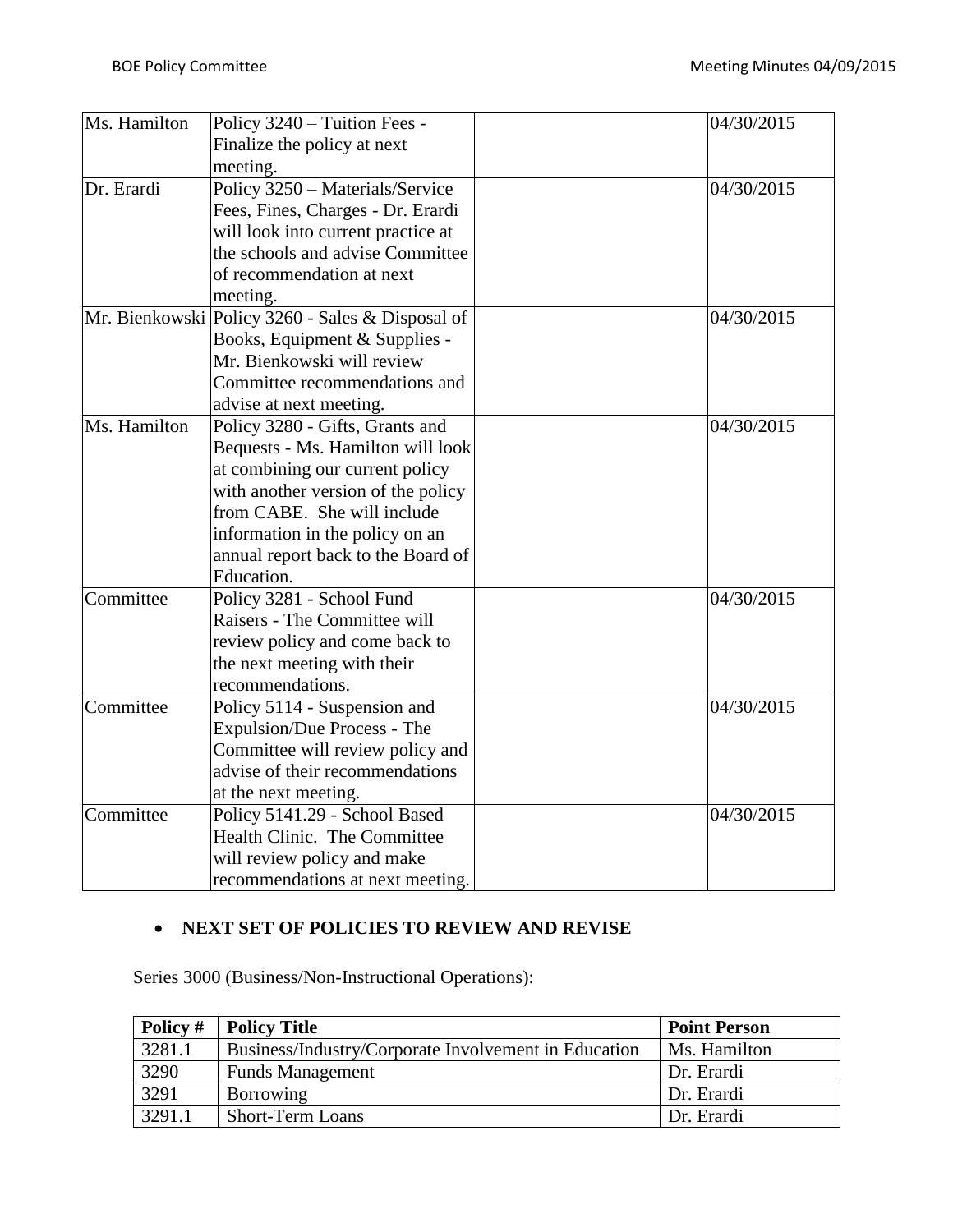| | | | |
|---|---|---|---|
| Ms. Hamilton | Policy 3240 – Tuition Fees - Finalize the policy at next meeting. | | 04/30/2015 |
| Dr. Erardi | Policy 3250 – Materials/Service Fees, Fines, Charges - Dr. Erardi will look into current practice at the schools and advise Committee of recommendation at next meeting. | | 04/30/2015 |
| Mr. Bienkowski | Policy 3260 - Sales & Disposal of Books, Equipment & Supplies - Mr. Bienkowski will review Committee recommendations and advise at next meeting. | | 04/30/2015 |
| Ms. Hamilton | Policy 3280 - Gifts, Grants and Bequests - Ms. Hamilton will look at combining our current policy with another version of the policy from CABE. She will include information in the policy on an annual report back to the Board of Education. | | 04/30/2015 |
| Committee | Policy 3281 - School Fund Raisers - The Committee will review policy and come back to the next meeting with their recommendations. | | 04/30/2015 |
| Committee | Policy 5114 - Suspension and Expulsion/Due Process - The Committee will review policy and advise of their recommendations at the next meeting. | | 04/30/2015 |
| Committee | Policy 5141.29 - School Based Health Clinic. The Committee will review policy and make recommendations at next meeting. | | 04/30/2015 |

- **NEXT SET OF POLICIES TO REVIEW AND REVISE**

Series 3000 (Business/Non-Instructional Operations):

| Policy # | Policy Title | Point Person |
|---|---|---|
| 3281.1 | Business/Industry/Corporate Involvement in Education | Ms. Hamilton |
| 3290 | Funds Management | Dr. Erardi |
| 3291 | Borrowing | Dr. Erardi |
| 3291.1 | Short-Term Loans | Dr. Erardi |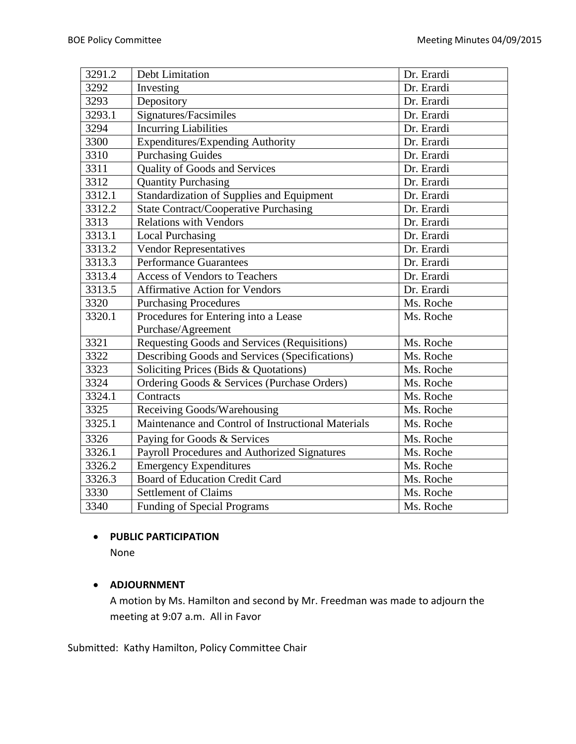| | | |
|---|---|---|
| 3291.2 | Debt Limitation | Dr. Erardi |
| 3292 | Investing | Dr. Erardi |
| 3293 | Depository | Dr. Erardi |
| 3293.1 | Signatures/Facsimiles | Dr. Erardi |
| 3294 | Incurring Liabilities | Dr. Erardi |
| 3300 | Expenditures/Expending Authority | Dr. Erardi |
| 3310 | Purchasing Guides | Dr. Erardi |
| 3311 | Quality of Goods and Services | Dr. Erardi |
| 3312 | Quantity Purchasing | Dr. Erardi |
| 3312.1 | Standardization of Supplies and Equipment | Dr. Erardi |
| 3312.2 | State Contract/Cooperative Purchasing | Dr. Erardi |
| 3313 | Relations with Vendors | Dr. Erardi |
| 3313.1 | Local Purchasing | Dr. Erardi |
| 3313.2 | Vendor Representatives | Dr. Erardi |
| 3313.3 | Performance Guarantees | Dr. Erardi |
| 3313.4 | Access of Vendors to Teachers | Dr. Erardi |
| 3313.5 | Affirmative Action for Vendors | Dr. Erardi |
| 3320 | Purchasing Procedures | Ms. Roche |
| 3320.1 | Procedures for Entering into a Lease Purchase/Agreement | Ms. Roche |
| 3321 | Requesting Goods and Services (Requisitions) | Ms. Roche |
| 3322 | Describing Goods and Services (Specifications) | Ms. Roche |
| 3323 | Soliciting Prices (Bids & Quotations) | Ms. Roche |
| 3324 | Ordering Goods & Services (Purchase Orders) | Ms. Roche |
| 3324.1 | Contracts | Ms. Roche |
| 3325 | Receiving Goods/Warehousing | Ms. Roche |
| 3325.1 | Maintenance and Control of Instructional Materials | Ms. Roche |
| 3326 | Paying for Goods & Services | Ms. Roche |
| 3326.1 | Payroll Procedures and Authorized Signatures | Ms. Roche |
| 3326.2 | Emergency Expenditures | Ms. Roche |
| 3326.3 | Board of Education Credit Card | Ms. Roche |
| 3330 | Settlement of Claims | Ms. Roche |
| 3340 | Funding of Special Programs | Ms. Roche |

- **PUBLIC PARTICIPATION**

  None

- **ADJOURNMENT**

  A motion by Ms. Hamilton and second by Mr. Freedman was made to adjourn the meeting at 9:07 a.m. All in Favor

Submitted: Kathy Hamilton, Policy Committee Chair